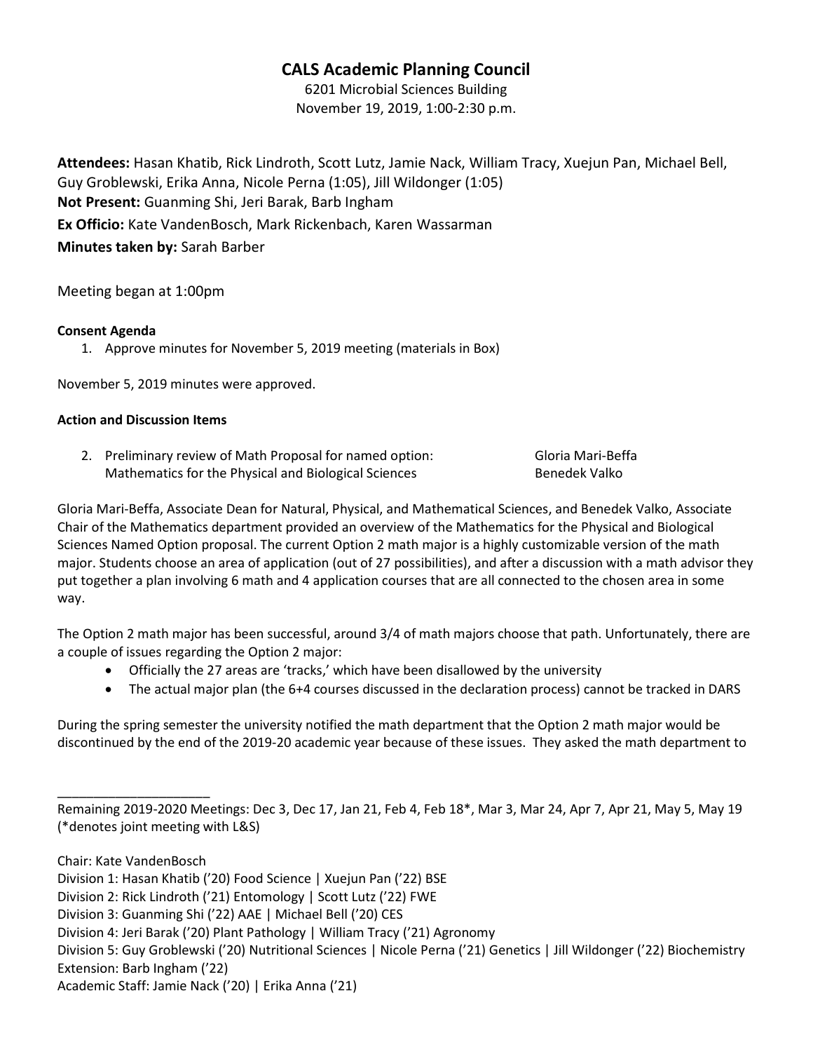# CALS Academic Planning Council

6201 Microbial Sciences Building
November 19, 2019, 1:00-2:30 p.m.

**Attendees:** Hasan Khatib, Rick Lindroth, Scott Lutz, Jamie Nack, William Tracy, Xuejun Pan, Michael Bell, Guy Groblewski, Erika Anna, Nicole Perna (1:05), Jill Wildonger (1:05)
**Not Present:** Guanming Shi, Jeri Barak, Barb Ingham
**Ex Officio:** Kate VandenBosch, Mark Rickenbach, Karen Wassarman
**Minutes taken by:** Sarah Barber

Meeting began at 1:00pm

**Consent Agenda**

1. Approve minutes for November 5, 2019 meeting (materials in Box)

November 5, 2019 minutes were approved.

**Action and Discussion Items**

2. Preliminary review of Math Proposal for named option: Mathematics for the Physical and Biological Sciences — Gloria Mari-Beffa, Benedek Valko

Gloria Mari-Beffa, Associate Dean for Natural, Physical, and Mathematical Sciences, and Benedek Valko, Associate Chair of the Mathematics department provided an overview of the Mathematics for the Physical and Biological Sciences Named Option proposal. The current Option 2 math major is a highly customizable version of the math major. Students choose an area of application (out of 27 possibilities), and after a discussion with a math advisor they put together a plan involving 6 math and 4 application courses that are all connected to the chosen area in some way.

The Option 2 math major has been successful, around 3/4 of math majors choose that path. Unfortunately, there are a couple of issues regarding the Option 2 major:

- Officially the 27 areas are 'tracks,' which have been disallowed by the university
- The actual major plan (the 6+4 courses discussed in the declaration process) cannot be tracked in DARS

During the spring semester the university notified the math department that the Option 2 math major would be discontinued by the end of the 2019-20 academic year because of these issues. They asked the math department to

---

Remaining 2019-2020 Meetings: Dec 3, Dec 17, Jan 21, Feb 4, Feb 18*, Mar 3, Mar 24, Apr 7, Apr 21, May 5, May 19 (*denotes joint meeting with L&S)

Chair: Kate VandenBosch
Division 1: Hasan Khatib ('20) Food Science | Xuejun Pan ('22) BSE
Division 2: Rick Lindroth ('21) Entomology | Scott Lutz ('22) FWE
Division 3: Guanming Shi ('22) AAE | Michael Bell ('20) CES
Division 4: Jeri Barak ('20) Plant Pathology | William Tracy ('21) Agronomy
Division 5: Guy Groblewski ('20) Nutritional Sciences | Nicole Perna ('21) Genetics | Jill Wildonger ('22) Biochemistry
Extension: Barb Ingham ('22)
Academic Staff: Jamie Nack ('20) | Erika Anna ('21)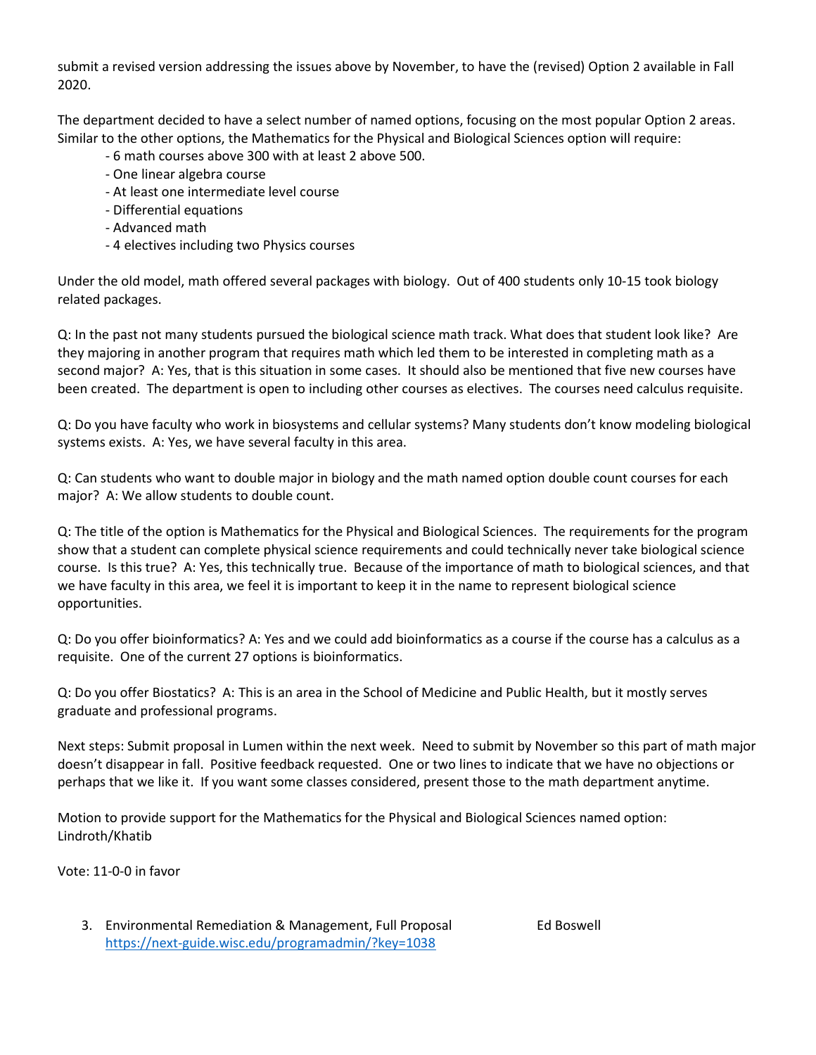submit a revised version addressing the issues above by November, to have the (revised) Option 2 available in Fall 2020.

The department decided to have a select number of named options, focusing on the most popular Option 2 areas. Similar to the other options, the Mathematics for the Physical and Biological Sciences option will require:

- 6 math courses above 300 with at least 2 above 500.
- One linear algebra course
- At least one intermediate level course
- Differential equations
- Advanced math
- 4 electives including two Physics courses

Under the old model, math offered several packages with biology. Out of 400 students only 10-15 took biology related packages.

Q: In the past not many students pursued the biological science math track. What does that student look like? Are they majoring in another program that requires math which led them to be interested in completing math as a second major? A: Yes, that is this situation in some cases. It should also be mentioned that five new courses have been created. The department is open to including other courses as electives. The courses need calculus requisite.

Q: Do you have faculty who work in biosystems and cellular systems? Many students don't know modeling biological systems exists. A: Yes, we have several faculty in this area.

Q: Can students who want to double major in biology and the math named option double count courses for each major? A: We allow students to double count.

Q: The title of the option is Mathematics for the Physical and Biological Sciences. The requirements for the program show that a student can complete physical science requirements and could technically never take biological science course. Is this true? A: Yes, this technically true. Because of the importance of math to biological sciences, and that we have faculty in this area, we feel it is important to keep it in the name to represent biological science opportunities.

Q: Do you offer bioinformatics? A: Yes and we could add bioinformatics as a course if the course has a calculus as a requisite. One of the current 27 options is bioinformatics.

Q: Do you offer Biostatics? A: This is an area in the School of Medicine and Public Health, but it mostly serves graduate and professional programs.

Next steps: Submit proposal in Lumen within the next week. Need to submit by November so this part of math major doesn't disappear in fall. Positive feedback requested. One or two lines to indicate that we have no objections or perhaps that we like it. If you want some classes considered, present those to the math department anytime.

Motion to provide support for the Mathematics for the Physical and Biological Sciences named option: Lindroth/Khatib

Vote: 11-0-0 in favor

3. Environmental Remediation & Management, Full Proposal — Ed Boswell
   https://next-guide.wisc.edu/programadmin/?key=1038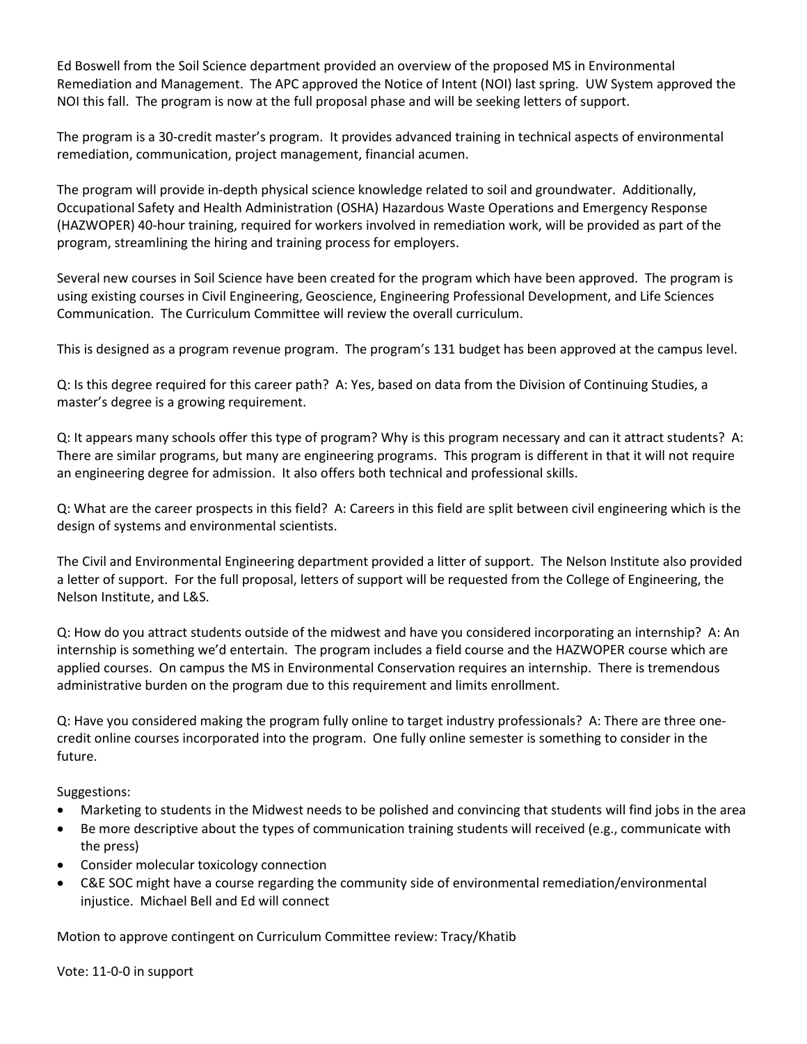Ed Boswell from the Soil Science department provided an overview of the proposed MS in Environmental Remediation and Management. The APC approved the Notice of Intent (NOI) last spring. UW System approved the NOI this fall. The program is now at the full proposal phase and will be seeking letters of support.

The program is a 30-credit master's program. It provides advanced training in technical aspects of environmental remediation, communication, project management, financial acumen.

The program will provide in-depth physical science knowledge related to soil and groundwater. Additionally, Occupational Safety and Health Administration (OSHA) Hazardous Waste Operations and Emergency Response (HAZWOPER) 40-hour training, required for workers involved in remediation work, will be provided as part of the program, streamlining the hiring and training process for employers.

Several new courses in Soil Science have been created for the program which have been approved. The program is using existing courses in Civil Engineering, Geoscience, Engineering Professional Development, and Life Sciences Communication. The Curriculum Committee will review the overall curriculum.

This is designed as a program revenue program. The program's 131 budget has been approved at the campus level.

Q: Is this degree required for this career path? A: Yes, based on data from the Division of Continuing Studies, a master's degree is a growing requirement.

Q: It appears many schools offer this type of program? Why is this program necessary and can it attract students? A: There are similar programs, but many are engineering programs. This program is different in that it will not require an engineering degree for admission. It also offers both technical and professional skills.

Q: What are the career prospects in this field? A: Careers in this field are split between civil engineering which is the design of systems and environmental scientists.

The Civil and Environmental Engineering department provided a litter of support. The Nelson Institute also provided a letter of support. For the full proposal, letters of support will be requested from the College of Engineering, the Nelson Institute, and L&S.

Q: How do you attract students outside of the midwest and have you considered incorporating an internship? A: An internship is something we'd entertain. The program includes a field course and the HAZWOPER course which are applied courses. On campus the MS in Environmental Conservation requires an internship. There is tremendous administrative burden on the program due to this requirement and limits enrollment.

Q: Have you considered making the program fully online to target industry professionals? A: There are three one-credit online courses incorporated into the program. One fully online semester is something to consider in the future.

Suggestions:

- Marketing to students in the Midwest needs to be polished and convincing that students will find jobs in the area
- Be more descriptive about the types of communication training students will received (e.g., communicate with the press)
- Consider molecular toxicology connection
- C&E SOC might have a course regarding the community side of environmental remediation/environmental injustice. Michael Bell and Ed will connect

Motion to approve contingent on Curriculum Committee review: Tracy/Khatib

Vote: 11-0-0 in support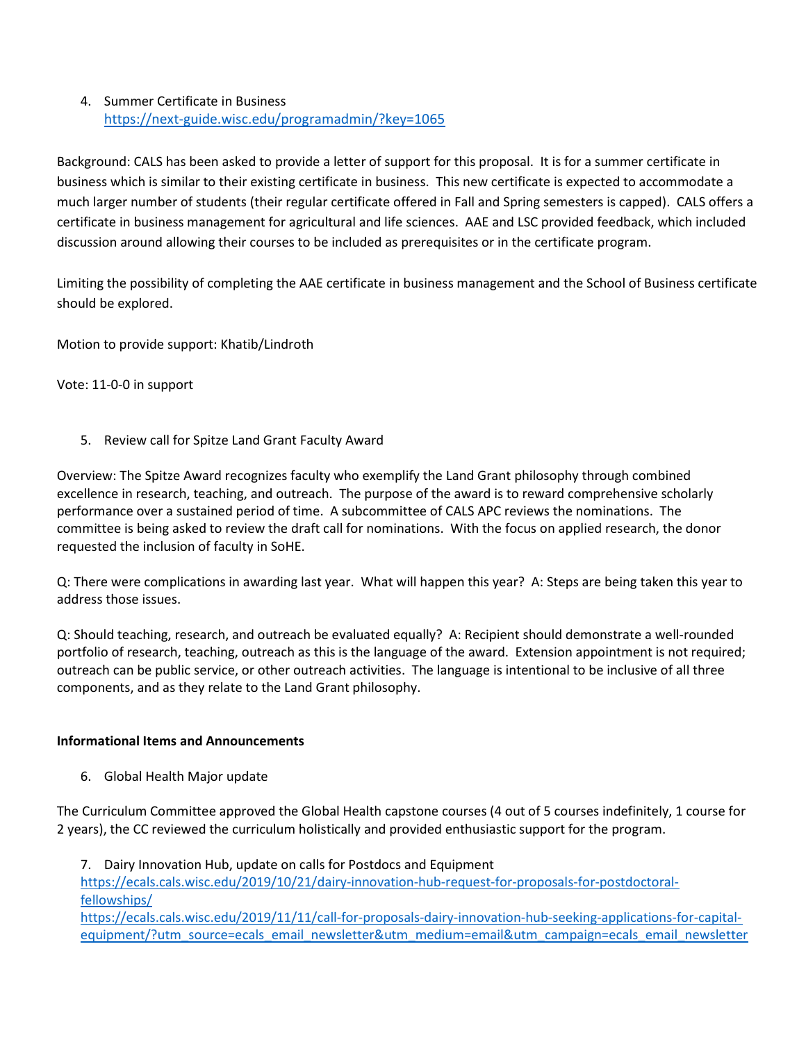4. Summer Certificate in Business
   https://next-guide.wisc.edu/programadmin/?key=1065

Background: CALS has been asked to provide a letter of support for this proposal. It is for a summer certificate in business which is similar to their existing certificate in business. This new certificate is expected to accommodate a much larger number of students (their regular certificate offered in Fall and Spring semesters is capped). CALS offers a certificate in business management for agricultural and life sciences. AAE and LSC provided feedback, which included discussion around allowing their courses to be included as prerequisites or in the certificate program.

Limiting the possibility of completing the AAE certificate in business management and the School of Business certificate should be explored.

Motion to provide support: Khatib/Lindroth

Vote: 11-0-0 in support

5. Review call for Spitze Land Grant Faculty Award

Overview: The Spitze Award recognizes faculty who exemplify the Land Grant philosophy through combined excellence in research, teaching, and outreach. The purpose of the award is to reward comprehensive scholarly performance over a sustained period of time. A subcommittee of CALS APC reviews the nominations. The committee is being asked to review the draft call for nominations. With the focus on applied research, the donor requested the inclusion of faculty in SoHE.

Q: There were complications in awarding last year. What will happen this year? A: Steps are being taken this year to address those issues.

Q: Should teaching, research, and outreach be evaluated equally? A: Recipient should demonstrate a well-rounded portfolio of research, teaching, outreach as this is the language of the award. Extension appointment is not required; outreach can be public service, or other outreach activities. The language is intentional to be inclusive of all three components, and as they relate to the Land Grant philosophy.

**Informational Items and Announcements**

6. Global Health Major update

The Curriculum Committee approved the Global Health capstone courses (4 out of 5 courses indefinitely, 1 course for 2 years), the CC reviewed the curriculum holistically and provided enthusiastic support for the program.

7. Dairy Innovation Hub, update on calls for Postdocs and Equipment
   https://ecals.cals.wisc.edu/2019/10/21/dairy-innovation-hub-request-for-proposals-for-postdoctoral-fellowships/
   https://ecals.cals.wisc.edu/2019/11/11/call-for-proposals-dairy-innovation-hub-seeking-applications-for-capital-equipment/?utm_source=ecals_email_newsletter&utm_medium=email&utm_campaign=ecals_email_newsletter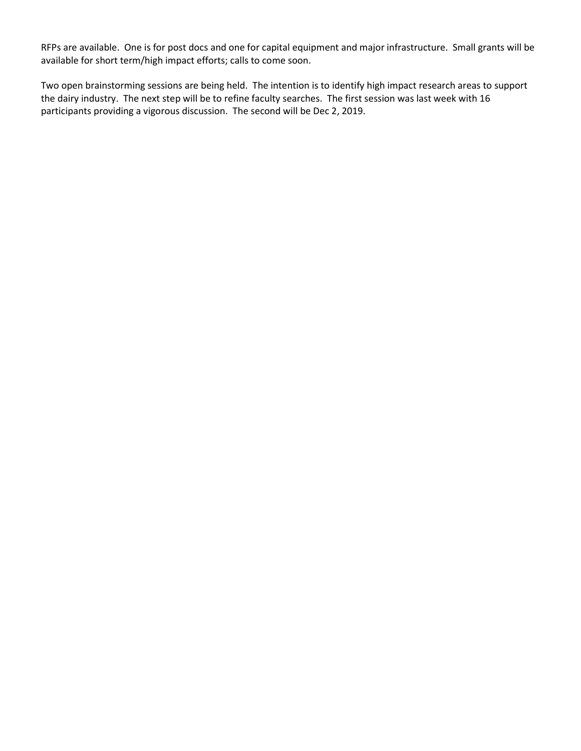RFPs are available. One is for post docs and one for capital equipment and major infrastructure. Small grants will be available for short term/high impact efforts; calls to come soon.

Two open brainstorming sessions are being held. The intention is to identify high impact research areas to support the dairy industry. The next step will be to refine faculty searches. The first session was last week with 16 participants providing a vigorous discussion. The second will be Dec 2, 2019.